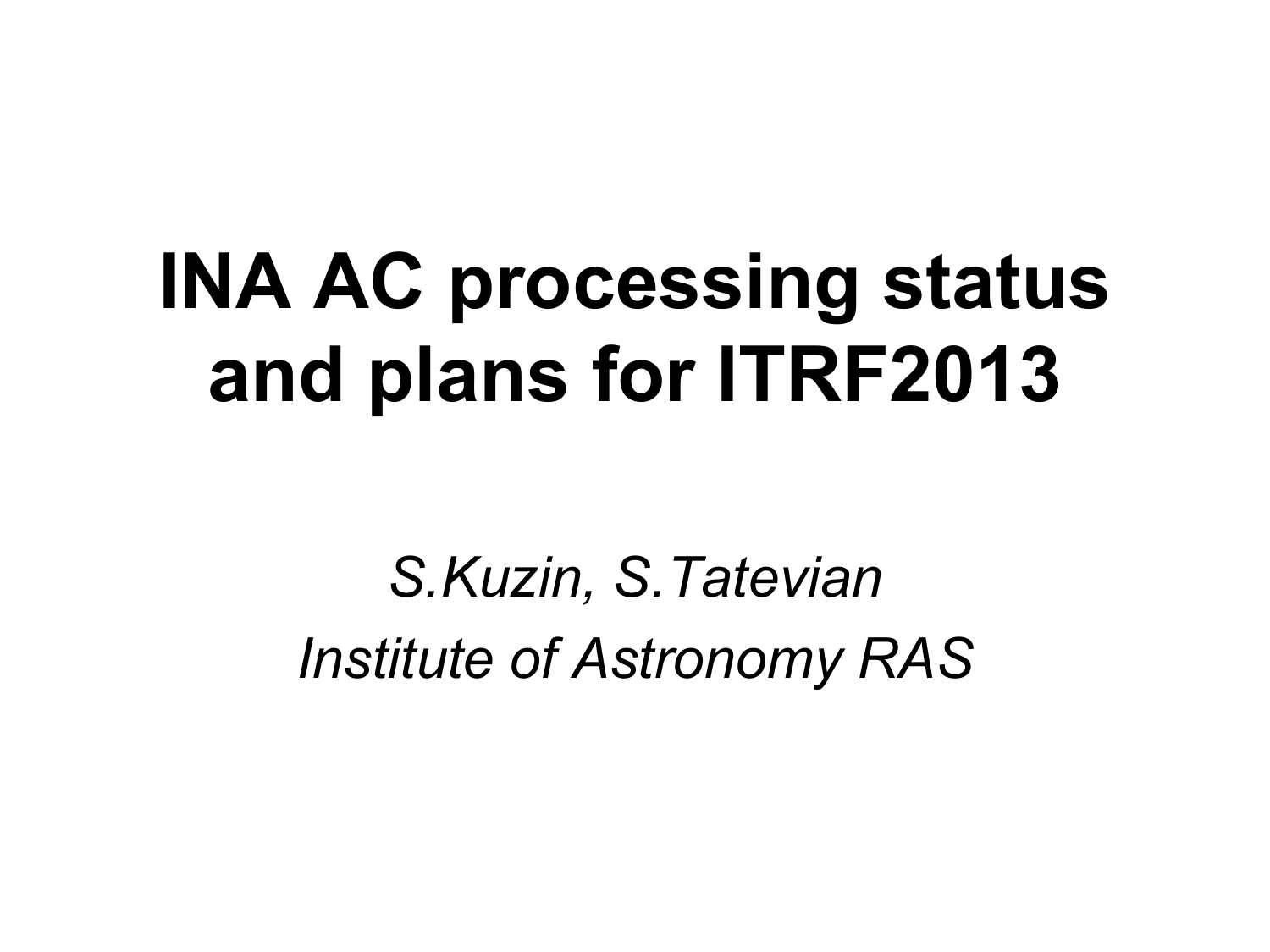# INA AC processing status and plans for ITRF2013

*S.Kuzin, S.Tatevian*

*Institute of Astronomy RAS*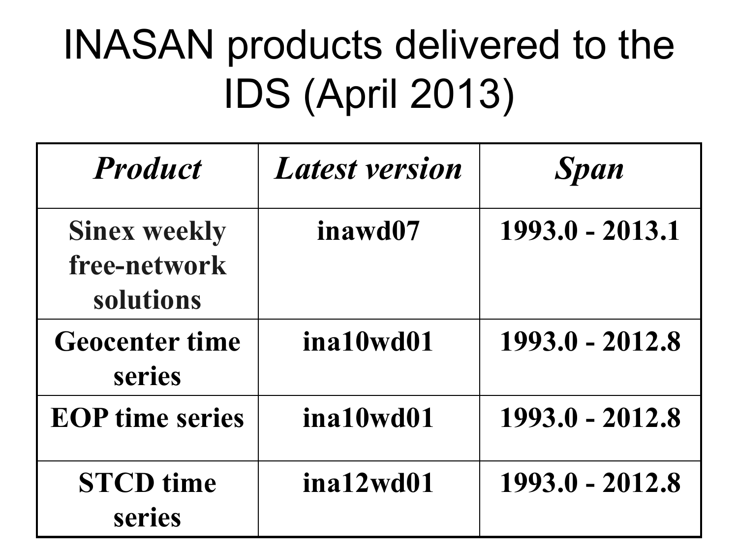# INASAN products delivered to the IDS (April 2013)

| *Product* | *Latest version* | *Span* |
|---|---|---|
| **Sinex weekly free-network solutions** | **inawd07** | **1993.0 - 2013.1** |
| **Geocenter time series** | **ina10wd01** | **1993.0 - 2012.8** |
| **EOP time series** | **ina10wd01** | **1993.0 - 2012.8** |
| **STCD time series** | **ina12wd01** | **1993.0 - 2012.8** |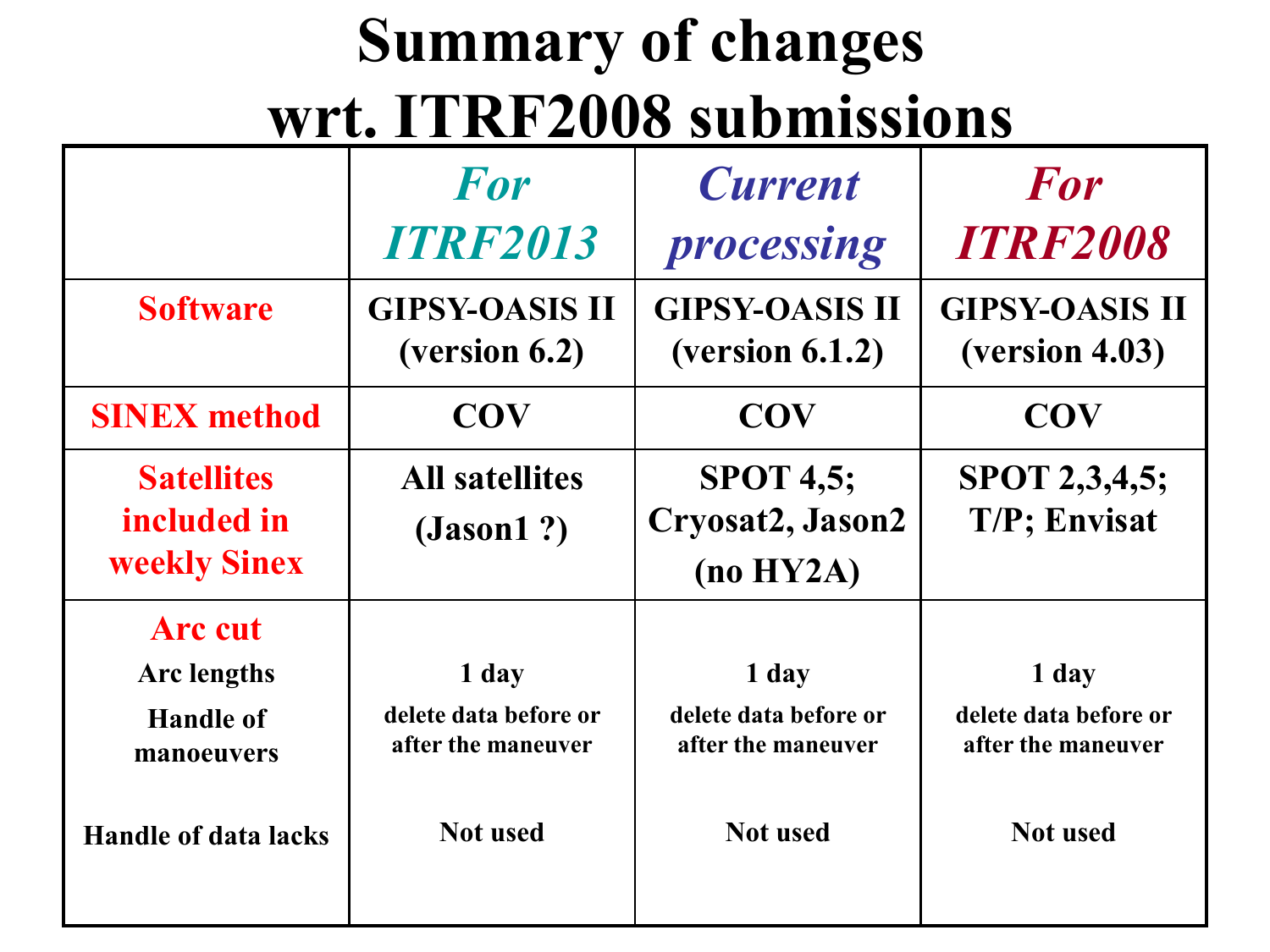# Summary of changes wrt. ITRF2008 submissions

| | *For ITRF2013* | *Current processing* | *For ITRF2008* |
|---|---|---|---|
| **Software** | **GIPSY-OASIS II (version 6.2)** | **GIPSY-OASIS II (version 6.1.2)** | **GIPSY-OASIS II (version 4.03)** |
| **SINEX method** | **COV** | **COV** | **COV** |
| **Satellites included in weekly Sinex** | **All satellites (Jason1 ?)** | **SPOT 4,5; Cryosat2, Jason2 (no HY2A)** | **SPOT 2,3,4,5; T/P; Envisat** |
| **Arc cut** | | | |
| **Arc lengths** | **1 day** | **1 day** | **1 day** |
| **Handle of manoeuvers** | **delete data before or after the maneuver** | **delete data before or after the maneuver** | **delete data before or after the maneuver** |
| **Handle of data lacks** | **Not used** | **Not used** | **Not used** |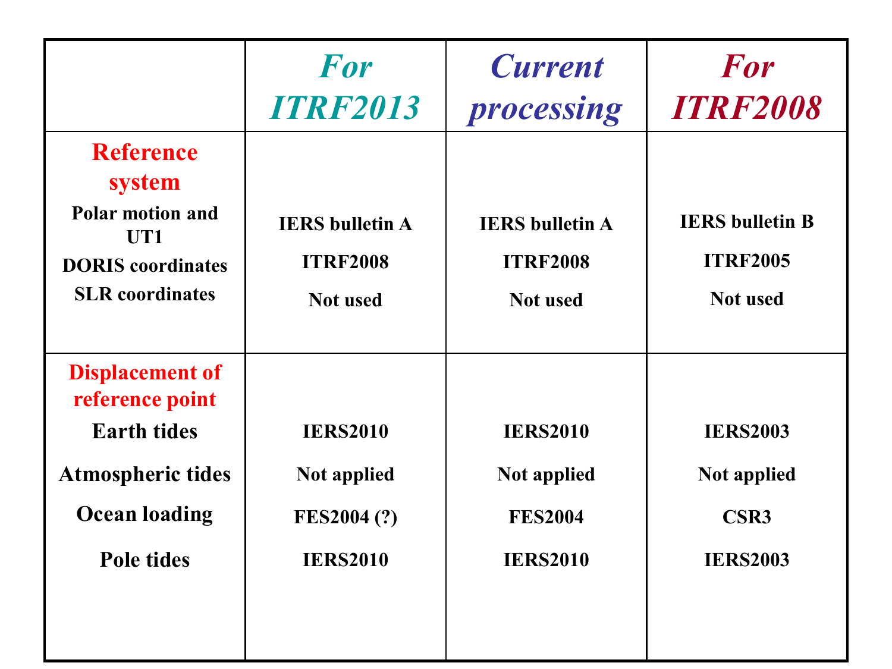| | *For ITRF2013* | *Current processing* | *For ITRF2008* |
|---|---|---|---|
| **Reference system** | | | |
| **Polar motion and UT1** | **IERS bulletin A** | **IERS bulletin A** | **IERS bulletin B** |
| **DORIS coordinates** | **ITRF2008** | **ITRF2008** | **ITRF2005** |
| **SLR coordinates** | **Not used** | **Not used** | **Not used** |
| **Displacement of reference point** | | | |
| **Earth tides** | **IERS2010** | **IERS2010** | **IERS2003** |
| **Atmospheric tides** | **Not applied** | **Not applied** | **Not applied** |
| **Ocean loading** | **FES2004 (?)** | **FES2004** | **CSR3** |
| **Pole tides** | **IERS2010** | **IERS2010** | **IERS2003** |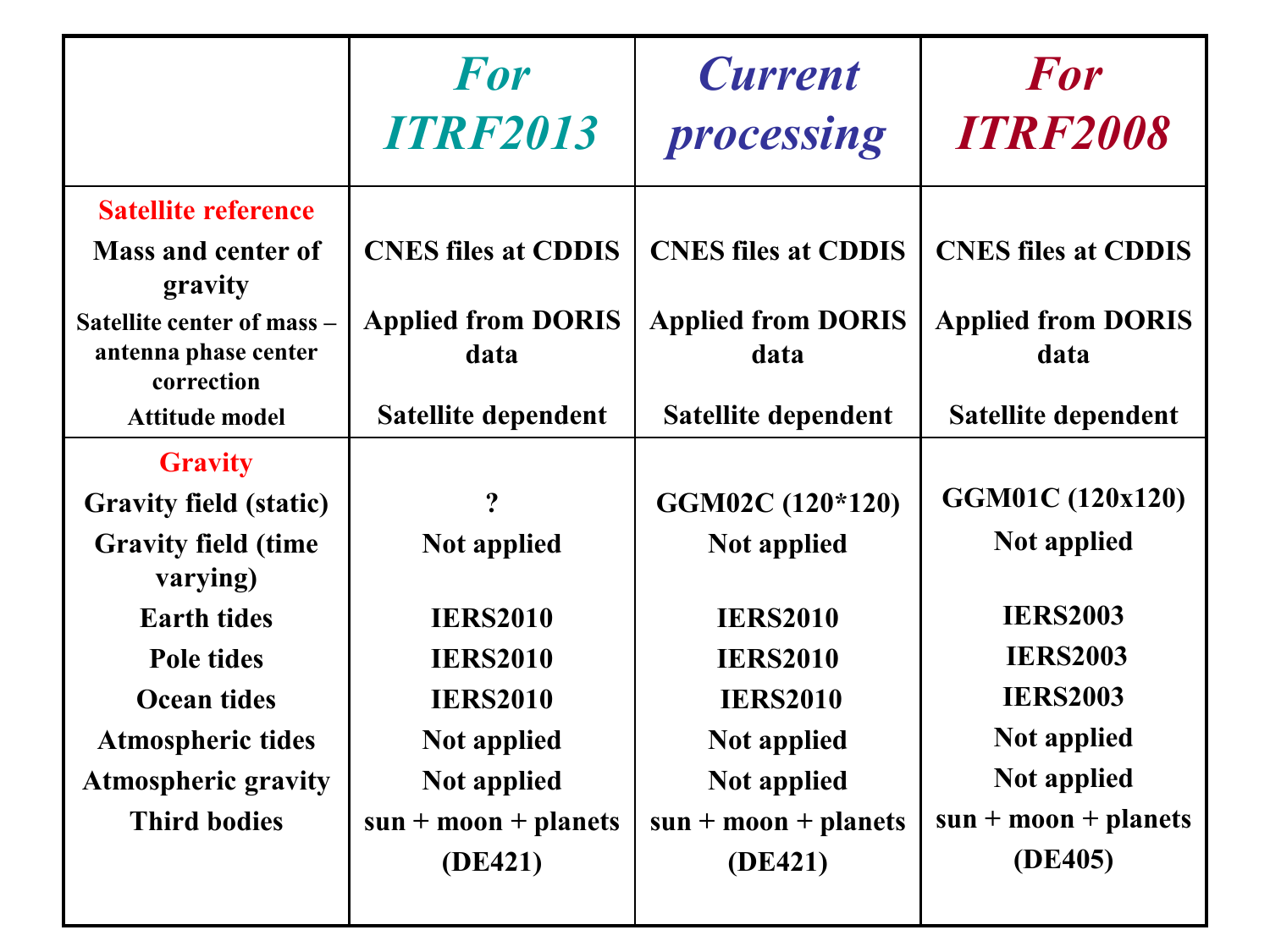| | *For ITRF2013* | *Current processing* | *For ITRF2008* |
|---|---|---|---|
| **Satellite reference** | | | |
| **Mass and center of gravity** | **CNES files at CDDIS** | **CNES files at CDDIS** | **CNES files at CDDIS** |
| **Satellite center of mass – antenna phase center correction** | **Applied from DORIS data** | **Applied from DORIS data** | **Applied from DORIS data** |
| **Attitude model** | **Satellite dependent** | **Satellite dependent** | **Satellite dependent** |
| **Gravity** | | | |
| **Gravity field (static)** | **?** | **GGM02C (120\*120)** | **GGM01C (120x120)** |
| **Gravity field (time varying)** | **Not applied** | **Not applied** | **Not applied** |
| **Earth tides** | **IERS2010** | **IERS2010** | **IERS2003** |
| **Pole tides** | **IERS2010** | **IERS2010** | **IERS2003** |
| **Ocean tides** | **IERS2010** | **IERS2010** | **IERS2003** |
| **Atmospheric tides** | **Not applied** | **Not applied** | **Not applied** |
| **Atmospheric gravity** | **Not applied** | **Not applied** | **Not applied** |
| **Third bodies** | **sun + moon + planets (DE421)** | **sun + moon + planets (DE421)** | **sun + moon + planets (DE405)** |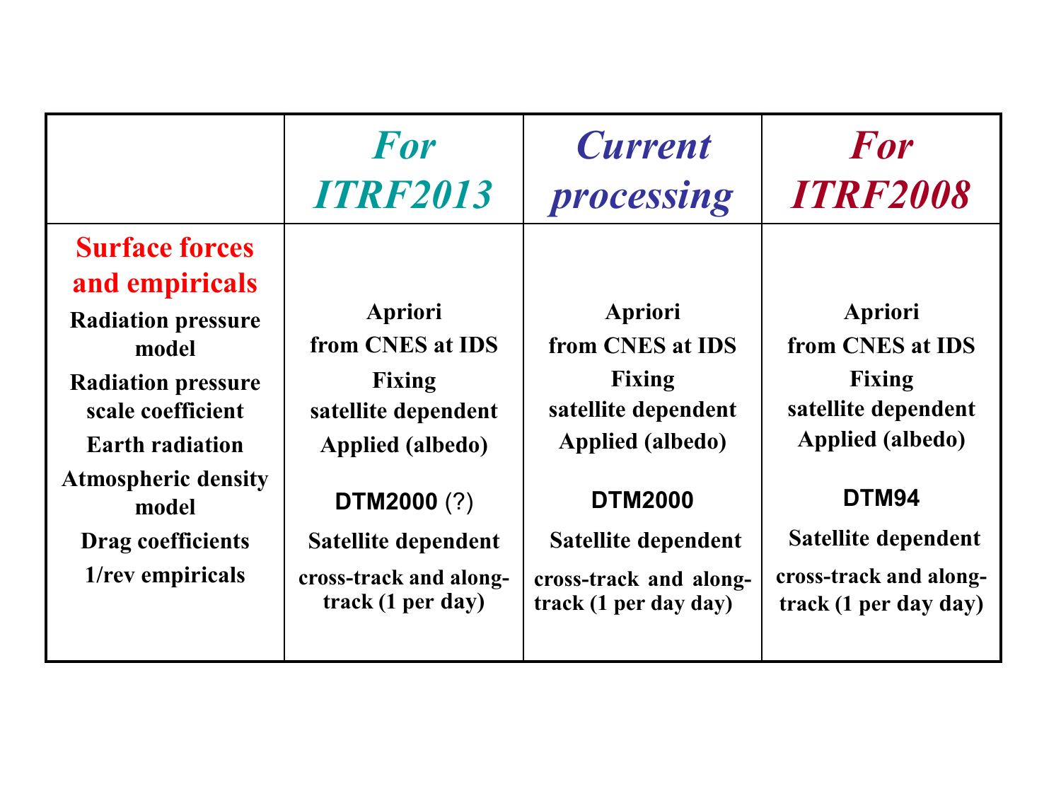| | *For ITRF2013* | *Current processing* | *For ITRF2008* |
|---|---|---|---|
| **Surface forces and empiricals** | | | |
| **Radiation pressure model** | **Apriori from CNES at IDS** | **Apriori from CNES at IDS** | **Apriori from CNES at IDS** |
| **Radiation pressure scale coefficient** | **Fixing satellite dependent** | **Fixing satellite dependent** | **Fixing satellite dependent** |
| **Earth radiation** | **Applied (albedo)** | **Applied (albedo)** | **Applied (albedo)** |
| **Atmospheric density model** | **DTM2000** (?) | **DTM2000** | **DTM94** |
| **Drag coefficients** | **Satellite dependent** | **Satellite dependent** | **Satellite dependent** |
| **1/rev empiricals** | **cross-track and along-track (1 per day)** | **cross-track and along-track (1 per day day)** | **cross-track and along-track (1 per day day)** |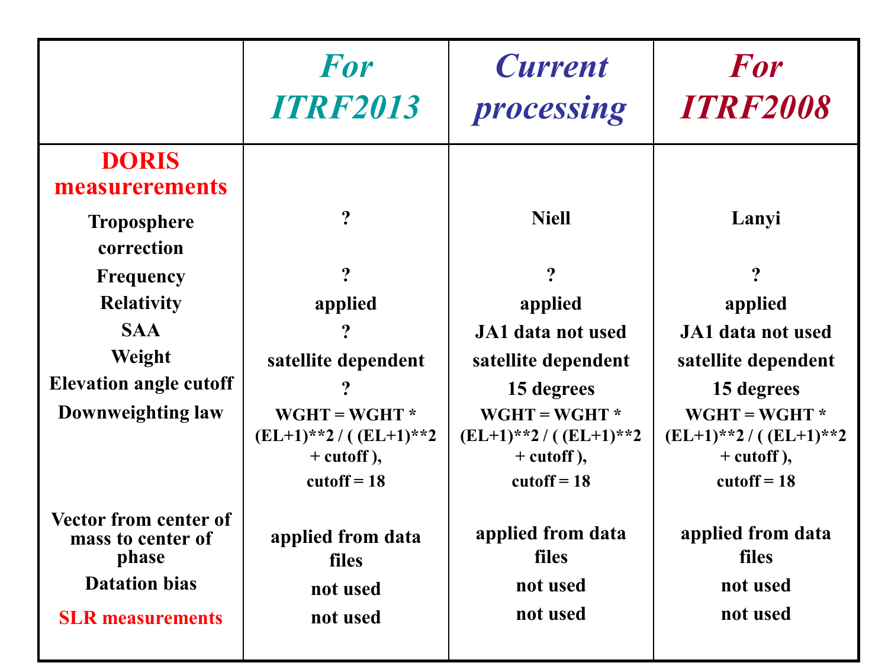| | *For ITRF2013* | *Current processing* | *For ITRF2008* |
|---|---|---|---|
| **DORIS measurerements** | | | |
| **Troposphere correction** | **?** | **Niell** | **Lanyi** |
| **Frequency** | **?** | **?** | **?** |
| **Relativity** | **applied** | **applied** | **applied** |
| **SAA** | **?** | **JA1 data not used** | **JA1 data not used** |
| **Weight** | **satellite dependent** | **satellite dependent** | **satellite dependent** |
| **Elevation angle cutoff** | **?** | **15 degrees** | **15 degrees** |
| **Downweighting law** | **WGHT = WGHT * (EL+1)**2 / ( (EL+1)**2 + cutoff ), cutoff = 18** | **WGHT = WGHT * (EL+1)**2 / ( (EL+1)**2 + cutoff ), cutoff = 18** | **WGHT = WGHT * (EL+1)**2 / ( (EL+1)**2 + cutoff ), cutoff = 18** |
| **Vector from center of mass to center of phase** | **applied from data files** | **applied from data files** | **applied from data files** |
| **Datation bias** | **not used** | **not used** | **not used** |
| **SLR measurements** | **not used** | **not used** | **not used** |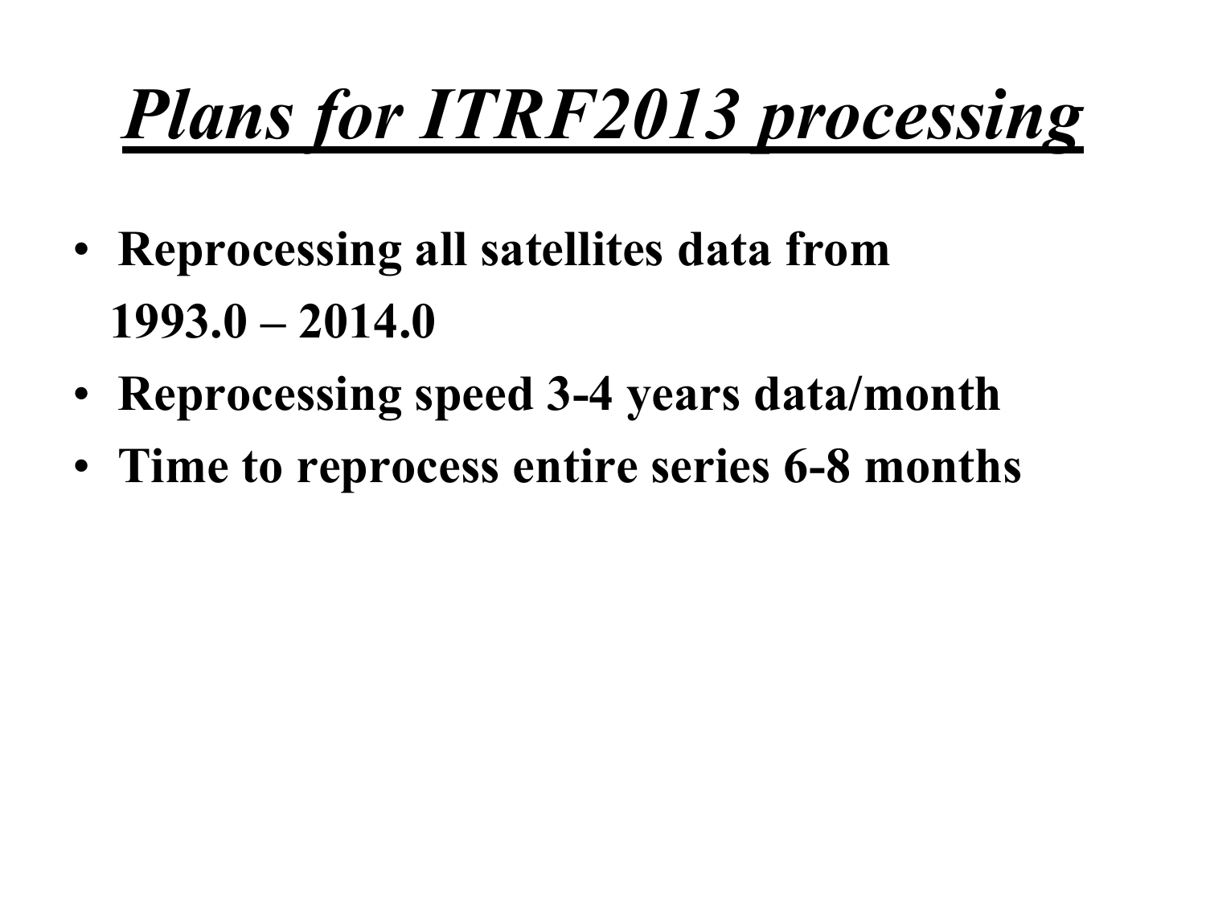# *Plans for ITRF2013 processing*

- **Reprocessing all satellites data from 1993.0 – 2014.0**
- **Reprocessing speed 3-4 years data/month**
- **Time to reprocess entire series 6-8 months**